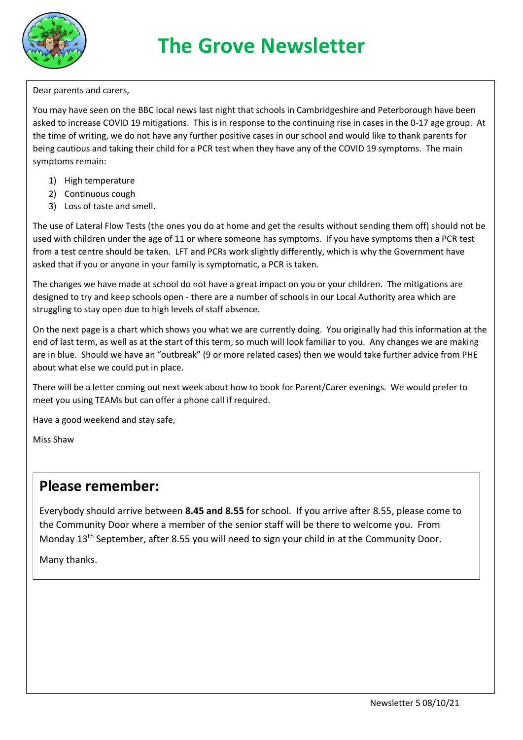# The Grove Newsletter

Dear parents and carers,

You may have seen on the BBC local news last night that schools in Cambridgeshire and Peterborough have been asked to increase COVID 19 mitigations. This is in response to the continuing rise in cases in the 0-17 age group. At the time of writing, we do not have any further positive cases in our school and would like to thank parents for being cautious and taking their child for a PCR test when they have any of the COVID 19 symptoms. The main symptoms remain:

1) High temperature
2) Continuous cough
3) Loss of taste and smell.

The use of Lateral Flow Tests (the ones you do at home and get the results without sending them off) should not be used with children under the age of 11 or where someone has symptoms. If you have symptoms then a PCR test from a test centre should be taken. LFT and PCRs work slightly differently, which is why the Government have asked that if you or anyone in your family is symptomatic, a PCR is taken.

The changes we have made at school do not have a great impact on you or your children. The mitigations are designed to try and keep schools open - there are a number of schools in our Local Authority area which are struggling to stay open due to high levels of staff absence.

On the next page is a chart which shows you what we are currently doing. You originally had this information at the end of last term, as well as at the start of this term, so much will look familiar to you. Any changes we are making are in blue. Should we have an "outbreak" (9 or more related cases) then we would take further advice from PHE about what else we could put in place.

There will be a letter coming out next week about how to book for Parent/Carer evenings. We would prefer to meet you using TEAMs but can offer a phone call if required.

Have a good weekend and stay safe,

Miss Shaw

## Please remember:

Everybody should arrive between **8.45 and 8.55** for school. If you arrive after 8.55, please come to the Community Door where a member of the senior staff will be there to welcome you. From Monday 13th September, after 8.55 you will need to sign your child in at the Community Door.

Many thanks.

Newsletter 5 08/10/21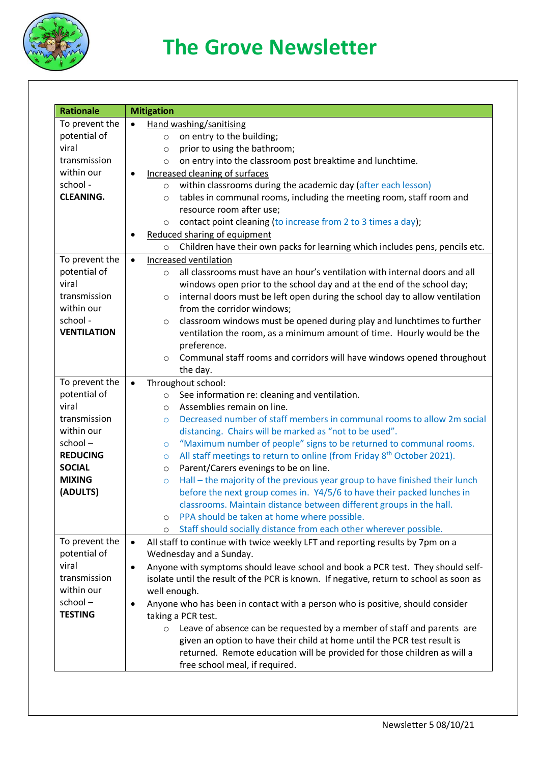# The Grove Newsletter

| Rationale | Mitigation |
|---|---|
| To prevent the potential of viral transmission within our school - **CLEANING.** | • Hand washing/sanitising<br>  ○ on entry to the building;<br>  ○ prior to using the bathroom;<br>  ○ on entry into the classroom post breaktime and lunchtime.<br>• Increased cleaning of surfaces<br>  ○ within classrooms during the academic day (after each lesson)<br>  ○ tables in communal rooms, including the meeting room, staff room and resource room after use;<br>  ○ contact point cleaning (to increase from 2 to 3 times a day);<br>• Reduced sharing of equipment<br>  ○ Children have their own packs for learning which includes pens, pencils etc. |
| To prevent the potential of viral transmission within our school - **VENTILATION** | • Increased ventilation<br>  ○ all classrooms must have an hour's ventilation with internal doors and all windows open prior to the school day and at the end of the school day;<br>  ○ internal doors must be left open during the school day to allow ventilation from the corridor windows;<br>  ○ classroom windows must be opened during play and lunchtimes to further ventilation the room, as a minimum amount of time. Hourly would be the preference.<br>  ○ Communal staff rooms and corridors will have windows opened throughout the day. |
| To prevent the potential of viral transmission within our school – **REDUCING SOCIAL MIXING (ADULTS)** | • Throughout school:<br>  ○ See information re: cleaning and ventilation.<br>  ○ Assemblies remain on line.<br>  ○ Decreased number of staff members in communal rooms to allow 2m social distancing. Chairs will be marked as "not to be used".<br>  ○ "Maximum number of people" signs to be returned to communal rooms.<br>  ○ All staff meetings to return to online (from Friday 8th October 2021).<br>  ○ Parent/Carers evenings to be on line.<br>  ○ Hall – the majority of the previous year group to have finished their lunch before the next group comes in. Y4/5/6 to have their packed lunches in classrooms. Maintain distance between different groups in the hall.<br>  ○ PPA should be taken at home where possible.<br>  ○ Staff should socially distance from each other wherever possible. |
| To prevent the potential of viral transmission within our school – **TESTING** | • All staff to continue with twice weekly LFT and reporting results by 7pm on a Wednesday and a Sunday.<br>• Anyone with symptoms should leave school and book a PCR test. They should self-isolate until the result of the PCR is known. If negative, return to school as soon as well enough.<br>• Anyone who has been in contact with a person who is positive, should consider taking a PCR test.<br>  ○ Leave of absence can be requested by a member of staff and parents are given an option to have their child at home until the PCR test result is returned. Remote education will be provided for those children as will a free school meal, if required. |

Newsletter 5 08/10/21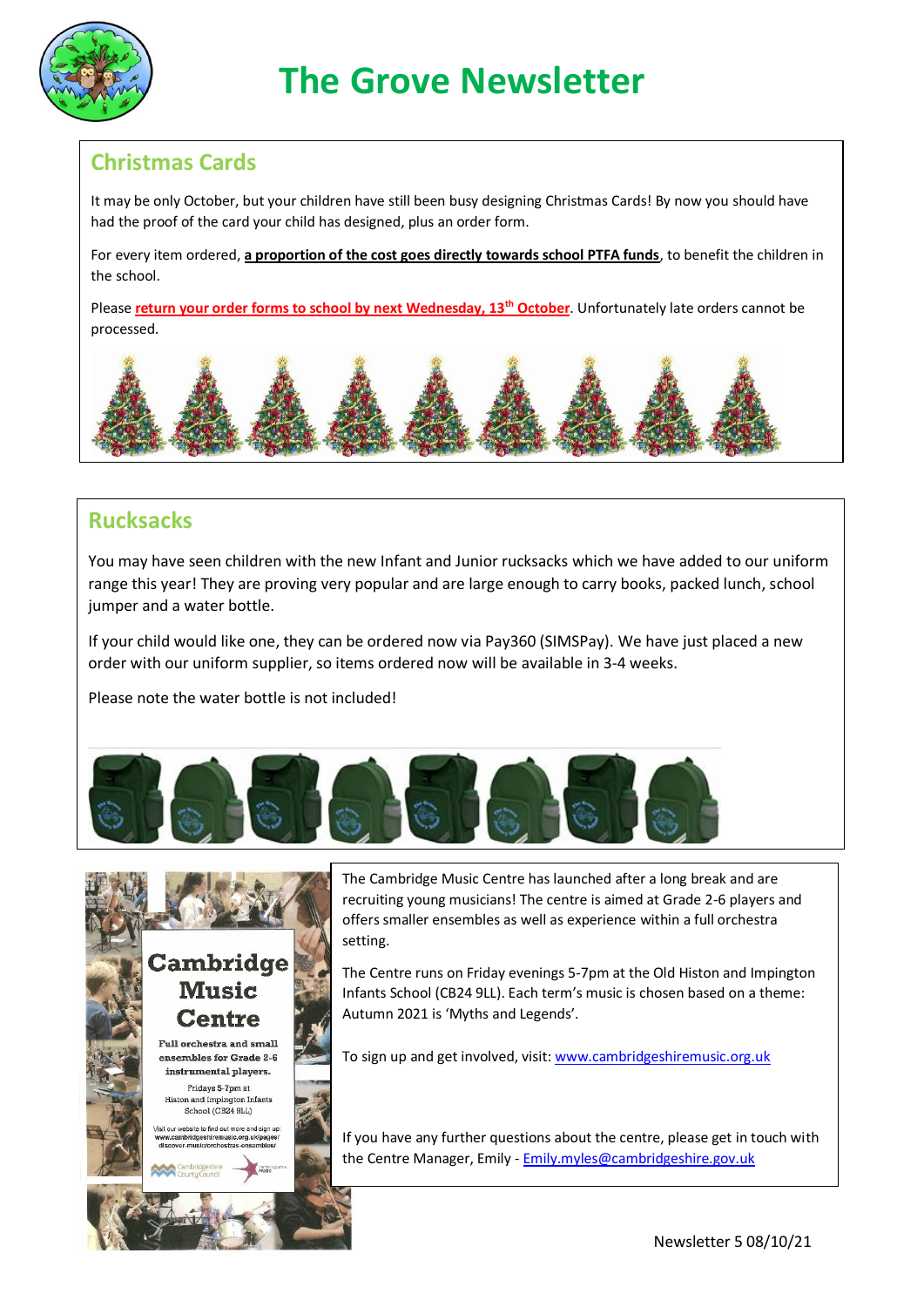# The Grove Newsletter

## Christmas Cards

It may be only October, but your children have still been busy designing Christmas Cards! By now you should have had the proof of the card your child has designed, plus an order form.

For every item ordered, **a proportion of the cost goes directly towards school PTFA funds**, to benefit the children in the school.

Please **return your order forms to school by next Wednesday, 13th October**. Unfortunately late orders cannot be processed.

## Rucksacks

You may have seen children with the new Infant and Junior rucksacks which we have added to our uniform range this year! They are proving very popular and are large enough to carry books, packed lunch, school jumper and a water bottle.

If your child would like one, they can be ordered now via Pay360 (SIMSPay). We have just placed a new order with our uniform supplier, so items ordered now will be available in 3-4 weeks.

Please note the water bottle is not included!

**Cambridge Music Centre**

Full orchestra and small ensembles for Grade 2-6 instrumental players.

Fridays 5-7pm at Histon and Impington Infants School (CB24 9LL)

Visit our website to find out more and sign up: www.cambridgeshiremusic.org.uk/pages/discover-music/orchestras-ensembles/

The Cambridge Music Centre has launched after a long break and are recruiting young musicians! The centre is aimed at Grade 2-6 players and offers smaller ensembles as well as experience within a full orchestra setting.

The Centre runs on Friday evenings 5-7pm at the Old Histon and Impington Infants School (CB24 9LL). Each term's music is chosen based on a theme: Autumn 2021 is 'Myths and Legends'.

To sign up and get involved, visit: www.cambridgeshiremusic.org.uk

If you have any further questions about the centre, please get in touch with the Centre Manager, Emily - Emily.myles@cambridgeshire.gov.uk

Newsletter 5 08/10/21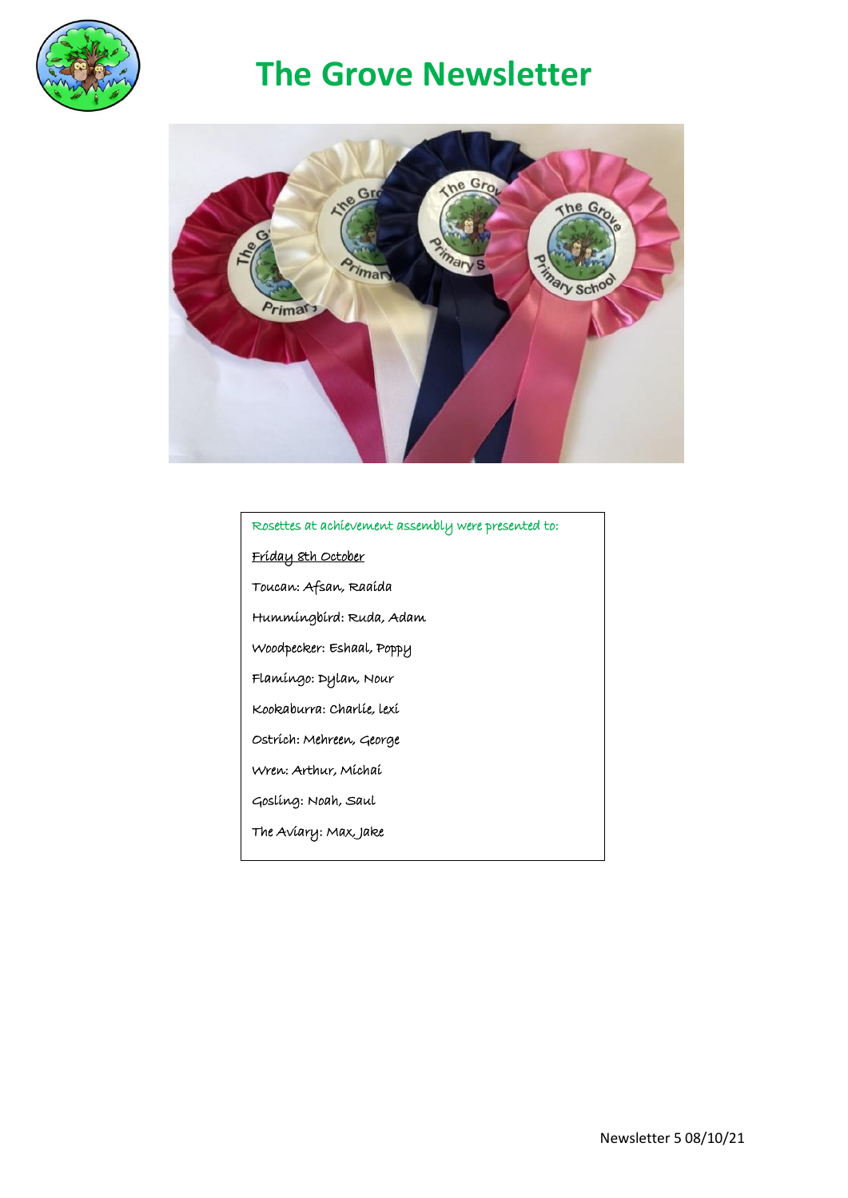# The Grove Newsletter

Rosettes at achievement assembly were presented to:

Friday 8th October

Toucan: Afsan, Raaida

Hummingbird: Ruda, Adam

Woodpecker: Eshaal, Poppy

Flamingo: Dylan, Nour

Kookaburra: Charlie, lexi

Ostrich: Mehreen, George

Wren: Arthur, Michai

Gosling: Noah, Saul

The Aviary: Max, Jake